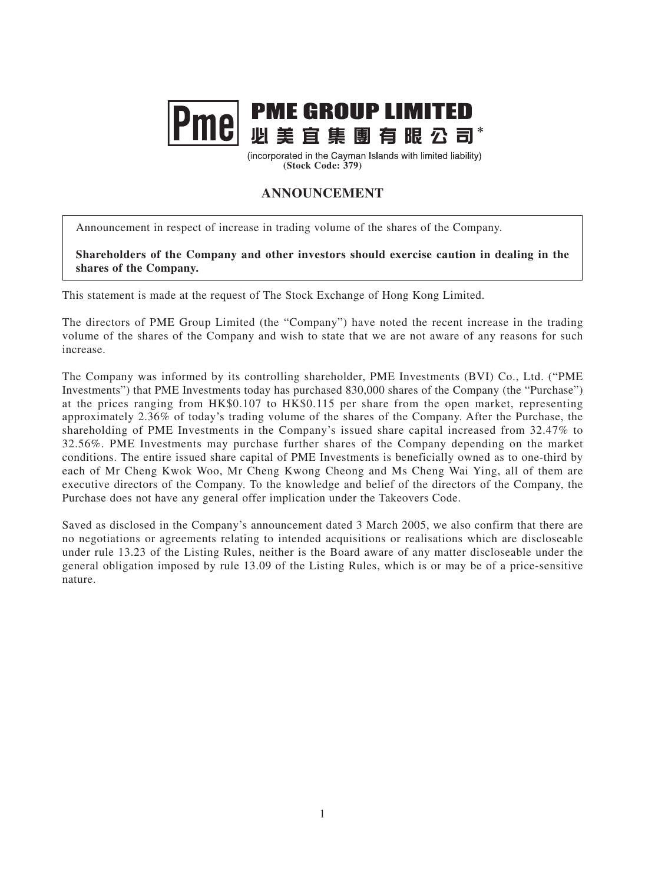# PME GROUP LIMITED

# 必美宜集團有限公司*

(incorporated in the Cayman Islands with limited liability)
**(Stock Code: 379)**

## ANNOUNCEMENT

Announcement in respect of increase in trading volume of the shares of the Company.

**Shareholders of the Company and other investors should exercise caution in dealing in the shares of the Company.**

This statement is made at the request of The Stock Exchange of Hong Kong Limited.

The directors of PME Group Limited (the "Company") have noted the recent increase in the trading volume of the shares of the Company and wish to state that we are not aware of any reasons for such increase.

The Company was informed by its controlling shareholder, PME Investments (BVI) Co., Ltd. ("PME Investments") that PME Investments today has purchased 830,000 shares of the Company (the "Purchase") at the prices ranging from HK$0.107 to HK$0.115 per share from the open market, representing approximately 2.36% of today's trading volume of the shares of the Company. After the Purchase, the shareholding of PME Investments in the Company's issued share capital increased from 32.47% to 32.56%. PME Investments may purchase further shares of the Company depending on the market conditions. The entire issued share capital of PME Investments is beneficially owned as to one-third by each of Mr Cheng Kwok Woo, Mr Cheng Kwong Cheong and Ms Cheng Wai Ying, all of them are executive directors of the Company. To the knowledge and belief of the directors of the Company, the Purchase does not have any general offer implication under the Takeovers Code.

Saved as disclosed in the Company's announcement dated 3 March 2005, we also confirm that there are no negotiations or agreements relating to intended acquisitions or realisations which are discloseable under rule 13.23 of the Listing Rules, neither is the Board aware of any matter discloseable under the general obligation imposed by rule 13.09 of the Listing Rules, which is or may be of a price-sensitive nature.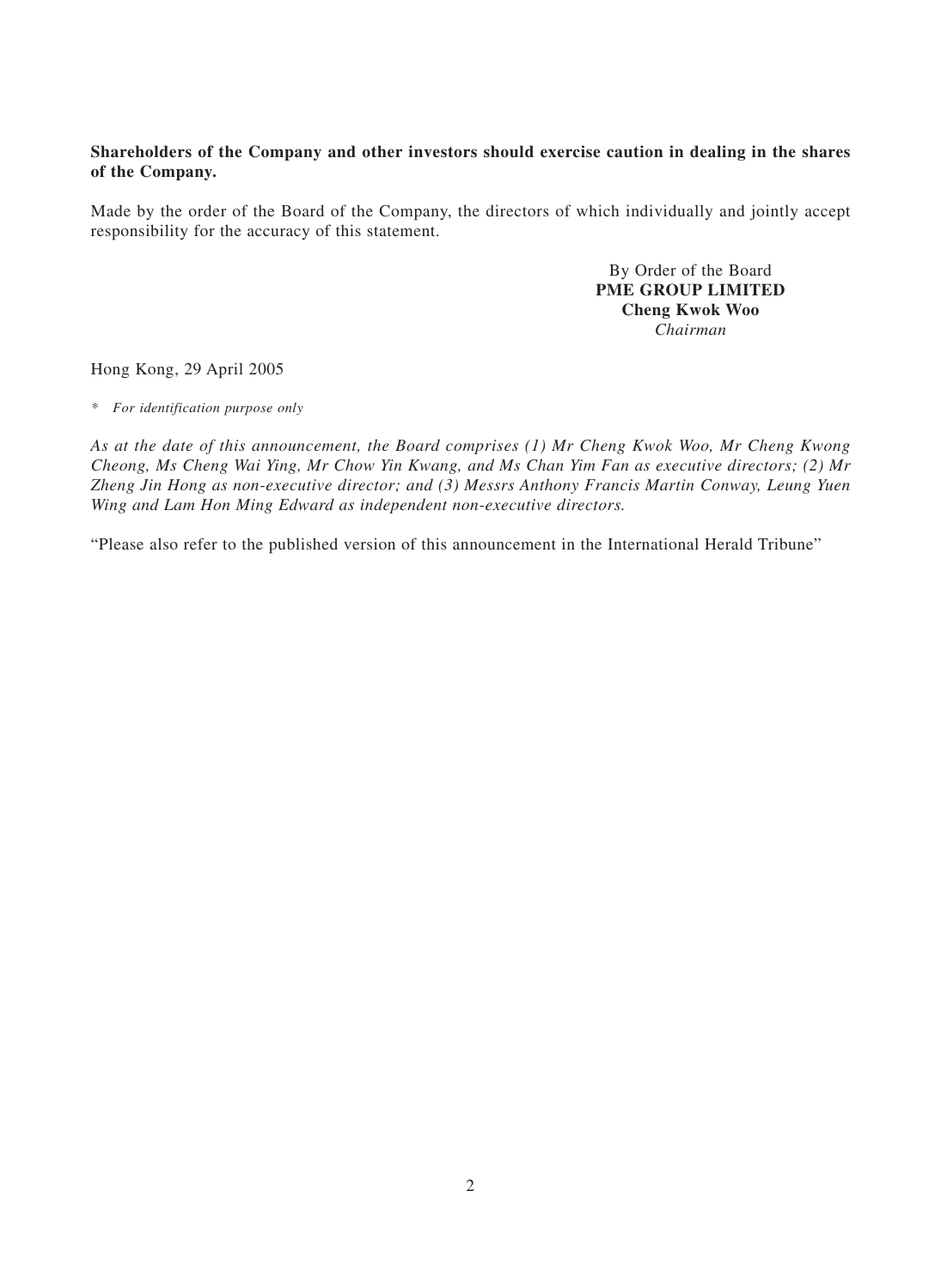**Shareholders of the Company and other investors should exercise caution in dealing in the shares of the Company.**

Made by the order of the Board of the Company, the directors of which individually and jointly accept responsibility for the accuracy of this statement.

By Order of the Board
**PME GROUP LIMITED**
**Cheng Kwok Woo**
*Chairman*

Hong Kong, 29 April 2005

* *For identification purpose only*

*As at the date of this announcement, the Board comprises (1) Mr Cheng Kwok Woo, Mr Cheng Kwong Cheong, Ms Cheng Wai Ying, Mr Chow Yin Kwang, and Ms Chan Yim Fan as executive directors; (2) Mr Zheng Jin Hong as non-executive director; and (3) Messrs Anthony Francis Martin Conway, Leung Yuen Wing and Lam Hon Ming Edward as independent non-executive directors.*

"Please also refer to the published version of this announcement in the International Herald Tribune"